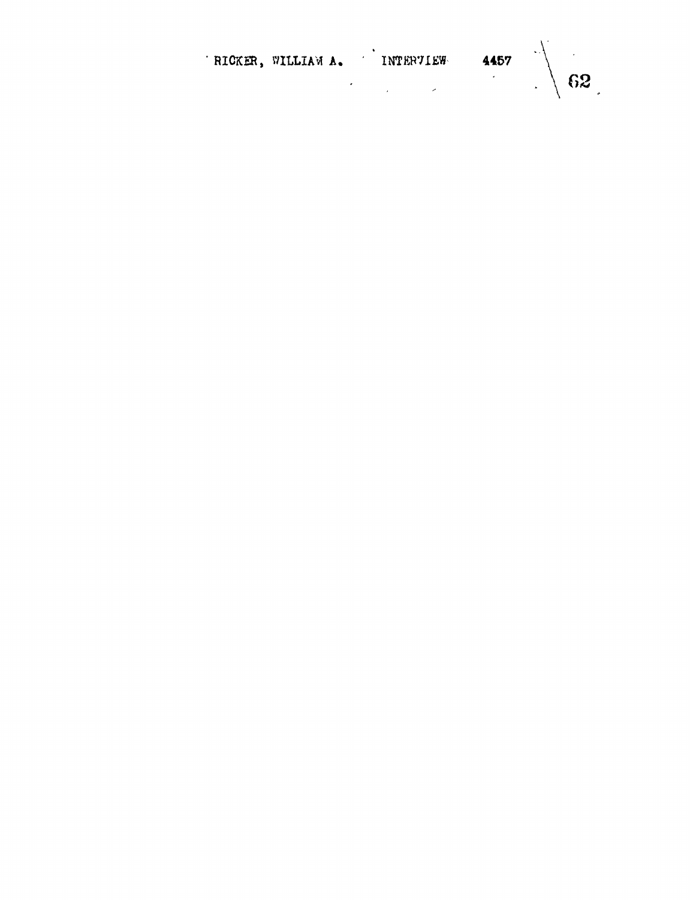RICKER, WILLIAM A. INTERVIEW 4457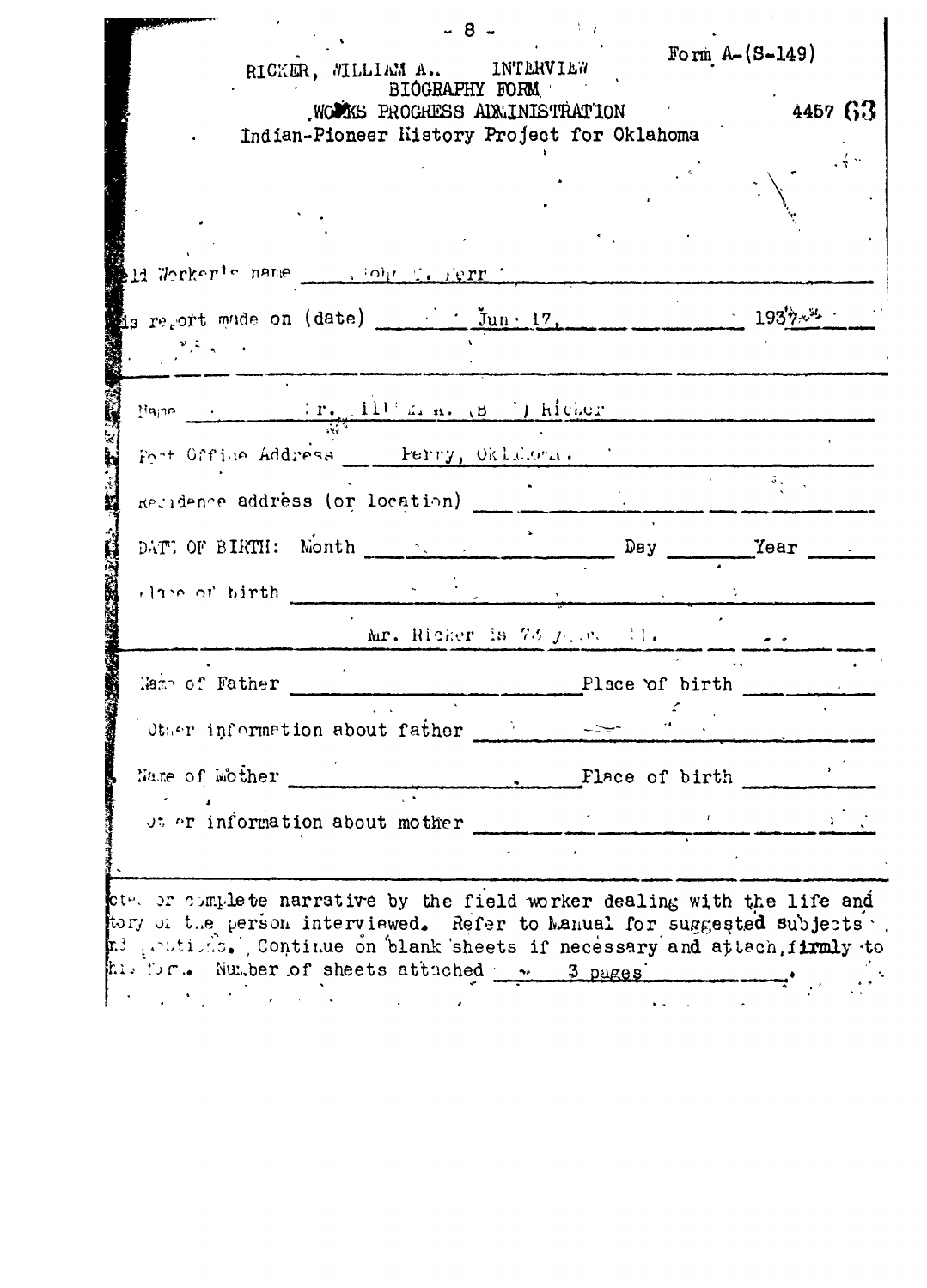RICKER, WILLIAM A.. INTERVIEW

Form A-(S-149)

BIOGRAPHY FORM
WORKS PROGRESS ADMINISTRATION
Indian-Pioneer History Project for Oklahoma

4457 63

Field Worker's name John C. Ferr

This report made on (date) Jun. 17, 1937

Name Mr. William A. (B ) Ricker

Post Office Address Perry, Oklahoma.

Residence address (or location) ______

DATE OF BIRTH: Month ______ Day ______ Year ______

Place of birth ______

Mr. Ricker is 73 years old.

Name of Father ______ Place of birth ______

Other information about father ______

Name of Mother ______ Place of birth ______

Other information about mother ______

Notes or complete narrative by the field worker dealing with the life and story of the person interviewed. Refer to Manual for suggested subjects and questions. Continue on blank sheets if necessary and attach firmly to this form. Number of sheets attached 3 pages.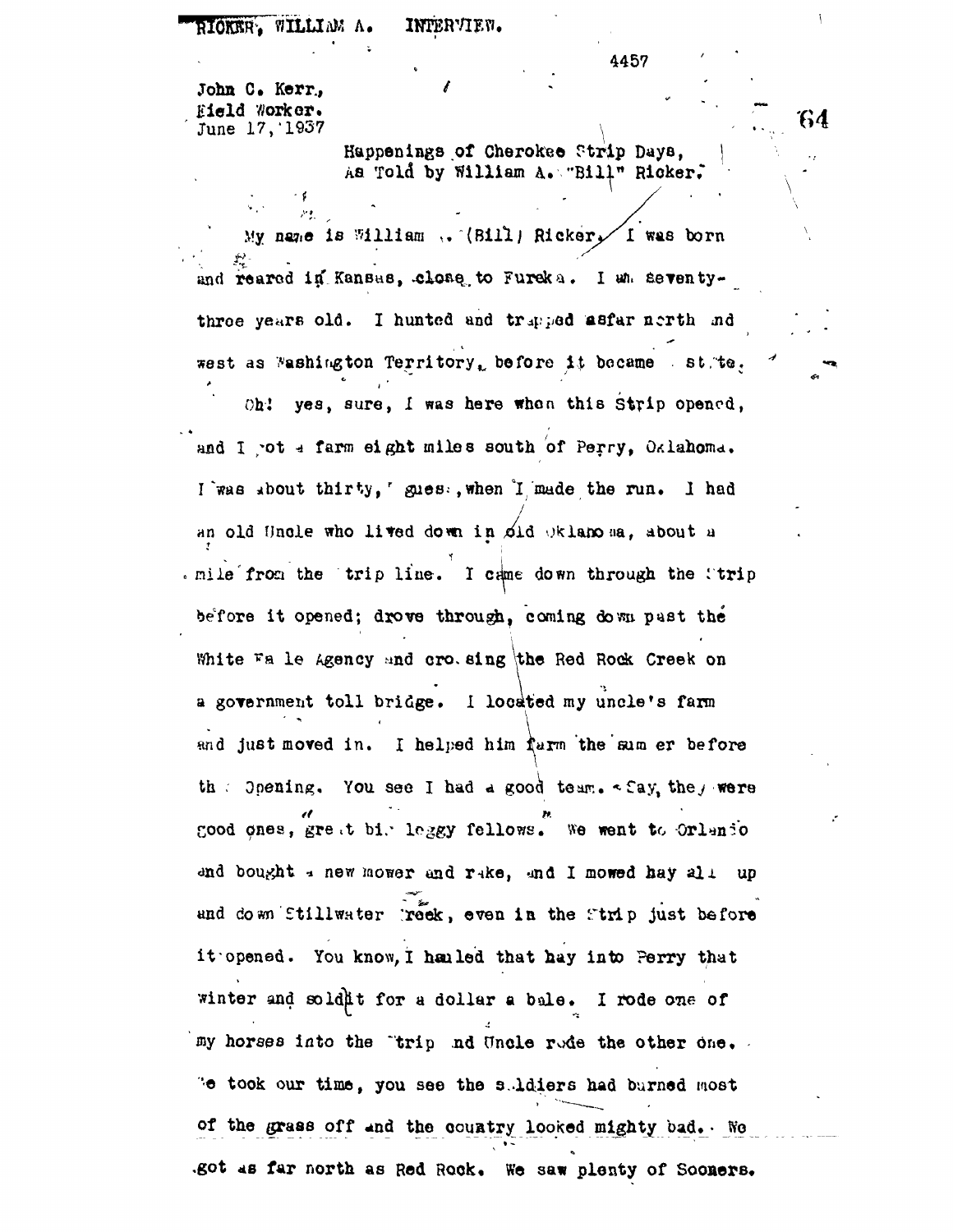RICKER, WILLIAM A. INTERVIEW.

4457

John C. Kerr,
Field Worker.
June 17, 1937

Happenings of Cherokee Strip Days,
As Told by William A. "Bill" Ricker.

My name is William A. (Bill) Ricker. I was born and reared in Kansas, close to Eureka. I am seventy-three years old. I hunted and trapped asfar north and west as Washington Territory, before it became a state.

Oh! yes, sure, I was here when this Strip opened, and I got a farm eight miles south of Perry, Oklahoma. I was about thirty, I guess, when I made the run. I had an old Uncle who lived down in old Oklahoma, about a mile from the Strip line. I came down through the Strip before it opened; drove through, coming down past the White Eagle Agency and crossing the Red Rock Creek on a government toll bridge. I located my uncle's farm and just moved in. I helped him farm the summer before the Opening. You see I had a good team. Say, they were good ones, great big leggy fellows. We went to Orlando and bought a new mower and rake, and I mowed hay all up and down Stillwater Creek, even in the Strip just before it opened. You know, I hauled that hay into Perry that winter and sold it for a dollar a bale. I rode one of my horses into the Strip and Uncle rode the other one. We took our time, you see the soldiers had burned most of the grass off and the country looked mighty bad. We got as far north as Red Rock. We saw plenty of Sooners.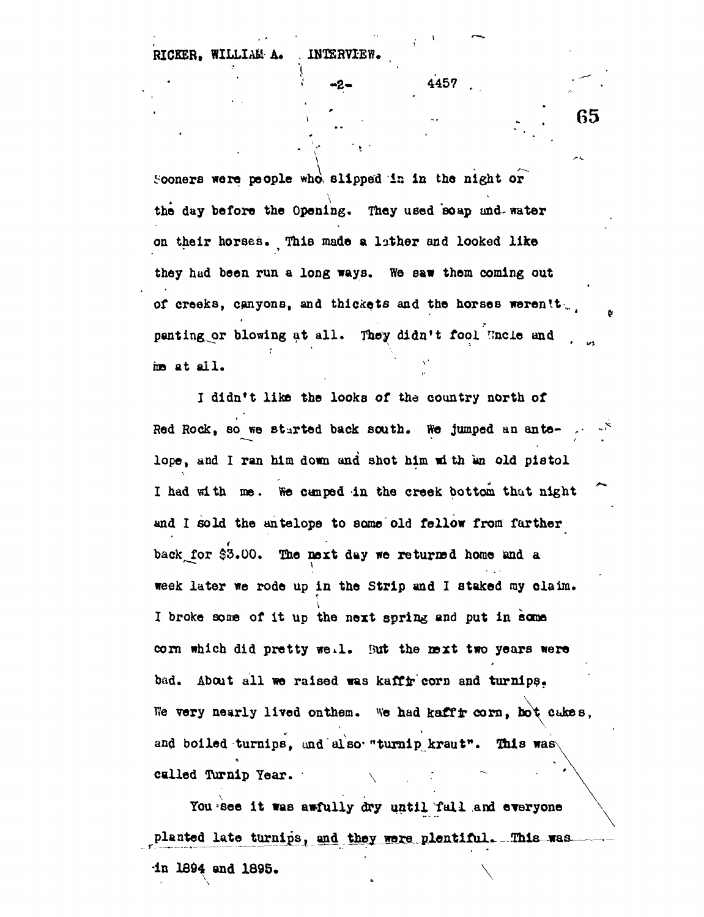Sooners were people who slipped in in the night or the day before the Opening. They used soap and water on their horses. This made a lather and looked like they had been run a long ways. We saw them coming out of creeks, canyons, and thickets and the horses weren't panting or blowing at all. They didn't fool Uncle and me at all.

I didn't like the looks of the country north of Red Rock, so we started back south. We jumped an antelope, and I ran him down and shot him with an old pistol I had with me. We camped in the creek bottom that night and I sold the antelope to some old fellow from farther back for $3.00. The next day we returned home and a week later we rode up in the Strip and I staked my claim. I broke some of it up the next spring and put in some corn which did pretty well. But the next two years were bad. About all we raised was kaffir corn and turnips. We very nearly lived onthem. We had kaffir corn, hot cakes, and boiled turnips, and also "turnip kraut". This was called Turnip Year.

You see it was awfully dry until fall and everyone planted late turnips, and they were plentiful. This was in 1894 and 1895.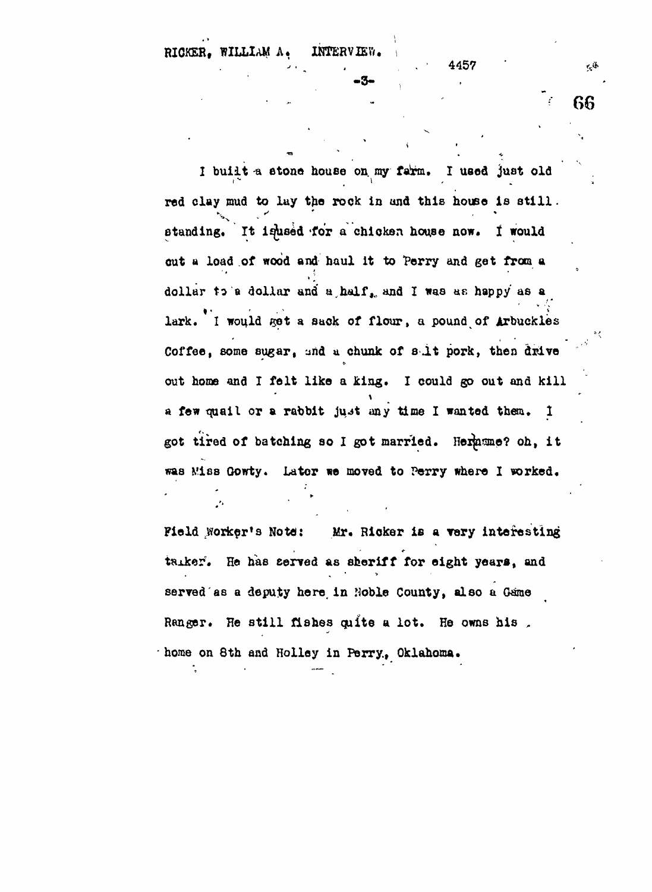I built a stone house on my farm. I used just old red clay mud to lay the rock in and this house is still standing. It is used for a chicken house now. I would cut a load of wood and haul it to Perry and get from a dollar to a dollar and a half, and I was as happy as a lark. I would get a sack of flour, a pound of Arbuckles Coffee, some sugar, and a chunk of salt pork, then drive out home and I felt like a king. I could go out and kill a few quail or a rabbit just any time I wanted them. I got tired of batching so I got married. Her name? oh, it was Miss Gowty. Later we moved to Perry where I worked.

Field Worker's Note: Mr. Ricker is a very interesting talker. He has served as sheriff for eight years, and served as a deputy here in Noble County, also a Game Ranger. He still fishes quite a lot. He owns his home on 8th and Holley in Perry, Oklahoma.